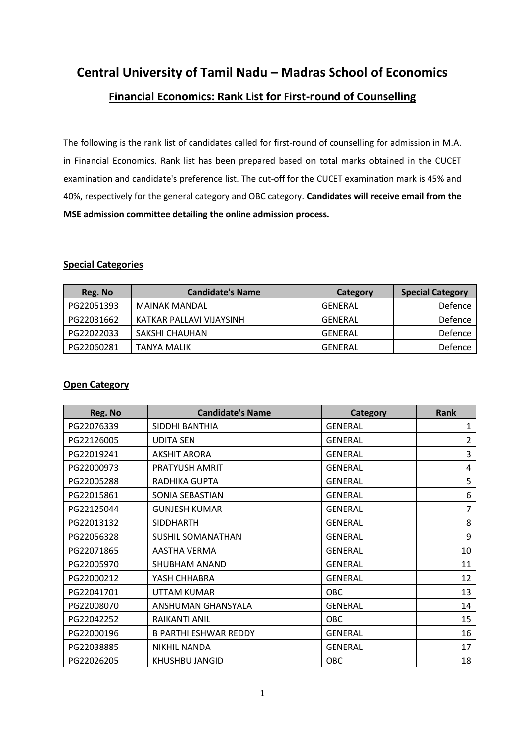# Central University of Tamil Nadu – Madras School of Economics

## Financial Economics: Rank List for First-round of Counselling

The following is the rank list of candidates called for first-round of counselling for admission in M.A. in Financial Economics. Rank list has been prepared based on total marks obtained in the CUCET examination and candidate's preference list. The cut-off for the CUCET examination mark is 45% and 40%, respectively for the general category and OBC category. **Candidates will receive email from the MSE admission committee detailing the online admission process.**

### Special Categories

| Reg. No | Candidate's Name | Category | Special Category |
|---|---|---|---|
| PG22051393 | MAINAK MANDAL | GENERAL | Defence |
| PG22031662 | KATKAR PALLAVI VIJAYSINH | GENERAL | Defence |
| PG22022033 | SAKSHI CHAUHAN | GENERAL | Defence |
| PG22060281 | TANYA MALIK | GENERAL | Defence |

### Open Category

| Reg. No | Candidate's Name | Category | Rank |
|---|---|---|---|
| PG22076339 | SIDDHI BANTHIA | GENERAL | 1 |
| PG22126005 | UDITA SEN | GENERAL | 2 |
| PG22019241 | AKSHIT ARORA | GENERAL | 3 |
| PG22000973 | PRATYUSH AMRIT | GENERAL | 4 |
| PG22005288 | RADHIKA GUPTA | GENERAL | 5 |
| PG22015861 | SONIA SEBASTIAN | GENERAL | 6 |
| PG22125044 | GUNJESH KUMAR | GENERAL | 7 |
| PG22013132 | SIDDHARTH | GENERAL | 8 |
| PG22056328 | SUSHIL SOMANATHAN | GENERAL | 9 |
| PG22071865 | AASTHA VERMA | GENERAL | 10 |
| PG22005970 | SHUBHAM ANAND | GENERAL | 11 |
| PG22000212 | YASH CHHABRA | GENERAL | 12 |
| PG22041701 | UTTAM KUMAR | OBC | 13 |
| PG22008070 | ANSHUMAN GHANSYALA | GENERAL | 14 |
| PG22042252 | RAIKANTI ANIL | OBC | 15 |
| PG22000196 | B PARTHI ESHWAR REDDY | GENERAL | 16 |
| PG22038885 | NIKHIL NANDA | GENERAL | 17 |
| PG22026205 | KHUSHBU JANGID | OBC | 18 |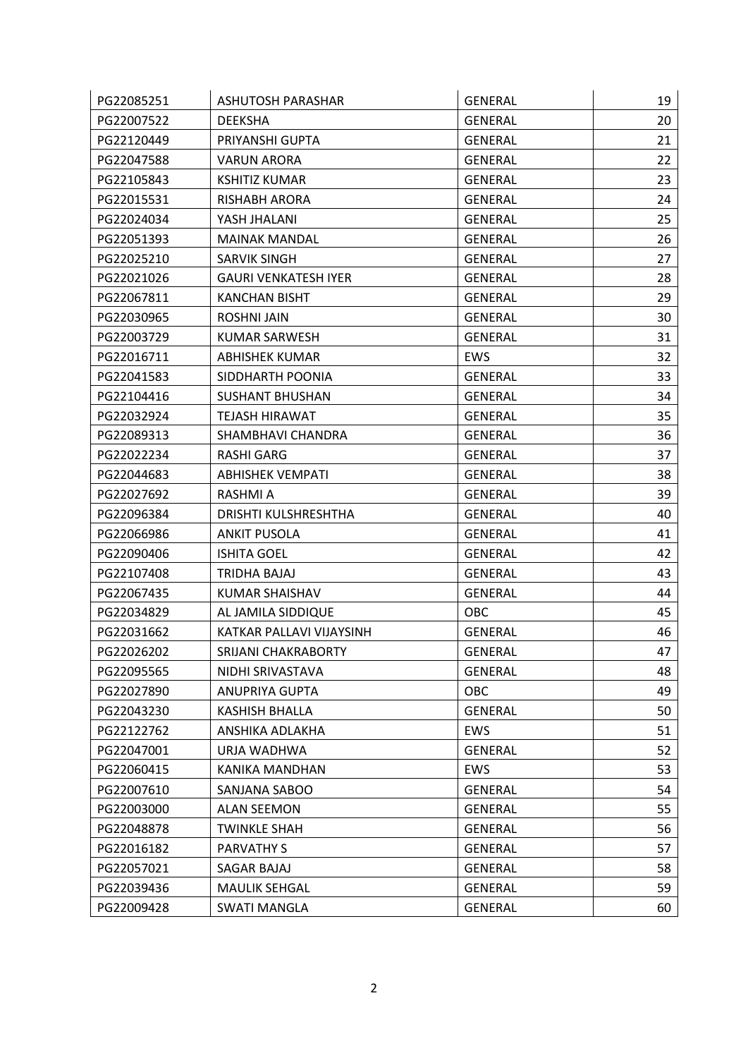| | | | |
|---|---|---|---|
| PG22085251 | ASHUTOSH PARASHAR | GENERAL | 19 |
| PG22007522 | DEEKSHA | GENERAL | 20 |
| PG22120449 | PRIYANSHI GUPTA | GENERAL | 21 |
| PG22047588 | VARUN ARORA | GENERAL | 22 |
| PG22105843 | KSHITIZ KUMAR | GENERAL | 23 |
| PG22015531 | RISHABH ARORA | GENERAL | 24 |
| PG22024034 | YASH JHALANI | GENERAL | 25 |
| PG22051393 | MAINAK MANDAL | GENERAL | 26 |
| PG22025210 | SARVIK SINGH | GENERAL | 27 |
| PG22021026 | GAURI VENKATESH IYER | GENERAL | 28 |
| PG22067811 | KANCHAN BISHT | GENERAL | 29 |
| PG22030965 | ROSHNI JAIN | GENERAL | 30 |
| PG22003729 | KUMAR SARWESH | GENERAL | 31 |
| PG22016711 | ABHISHEK KUMAR | EWS | 32 |
| PG22041583 | SIDDHARTH POONIA | GENERAL | 33 |
| PG22104416 | SUSHANT BHUSHAN | GENERAL | 34 |
| PG22032924 | TEJASH HIRAWAT | GENERAL | 35 |
| PG22089313 | SHAMBHAVI CHANDRA | GENERAL | 36 |
| PG22022234 | RASHI GARG | GENERAL | 37 |
| PG22044683 | ABHISHEK VEMPATI | GENERAL | 38 |
| PG22027692 | RASHMI A | GENERAL | 39 |
| PG22096384 | DRISHTI KULSHRESHTHA | GENERAL | 40 |
| PG22066986 | ANKIT PUSOLA | GENERAL | 41 |
| PG22090406 | ISHITA GOEL | GENERAL | 42 |
| PG22107408 | TRIDHA BAJAJ | GENERAL | 43 |
| PG22067435 | KUMAR SHAISHAV | GENERAL | 44 |
| PG22034829 | AL JAMILA SIDDIQUE | OBC | 45 |
| PG22031662 | KATKAR PALLAVI VIJAYSINH | GENERAL | 46 |
| PG22026202 | SRIJANI CHAKRABORTY | GENERAL | 47 |
| PG22095565 | NIDHI SRIVASTAVA | GENERAL | 48 |
| PG22027890 | ANUPRIYA GUPTA | OBC | 49 |
| PG22043230 | KASHISH BHALLA | GENERAL | 50 |
| PG22122762 | ANSHIKA ADLAKHA | EWS | 51 |
| PG22047001 | URJA WADHWA | GENERAL | 52 |
| PG22060415 | KANIKA MANDHAN | EWS | 53 |
| PG22007610 | SANJANA SABOO | GENERAL | 54 |
| PG22003000 | ALAN SEEMON | GENERAL | 55 |
| PG22048878 | TWINKLE SHAH | GENERAL | 56 |
| PG22016182 | PARVATHY S | GENERAL | 57 |
| PG22057021 | SAGAR BAJAJ | GENERAL | 58 |
| PG22039436 | MAULIK SEHGAL | GENERAL | 59 |
| PG22009428 | SWATI MANGLA | GENERAL | 60 |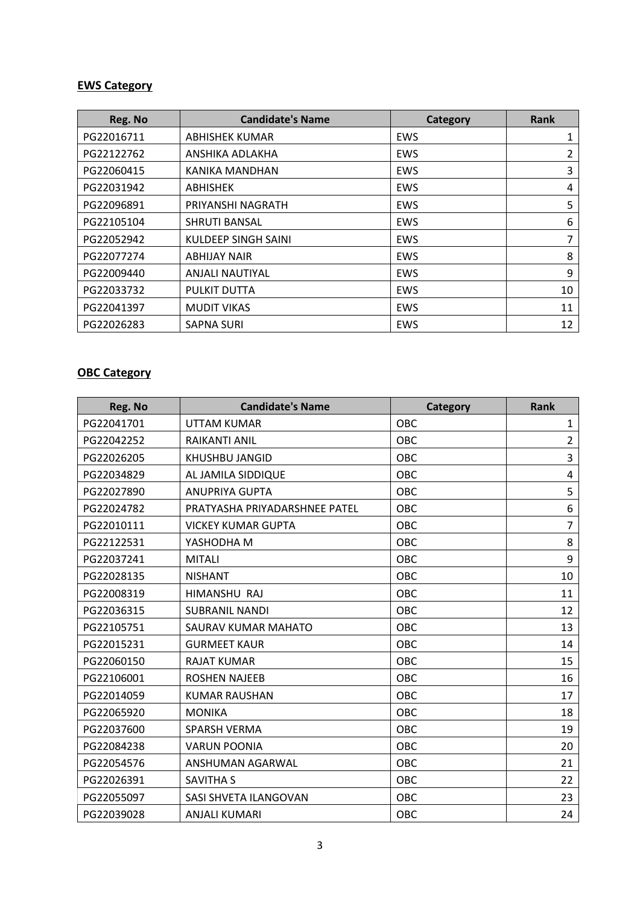**EWS Category**

| Reg. No | Candidate's Name | Category | Rank |
|---|---|---|---|
| PG22016711 | ABHISHEK KUMAR | EWS | 1 |
| PG22122762 | ANSHIKA ADLAKHA | EWS | 2 |
| PG22060415 | KANIKA MANDHAN | EWS | 3 |
| PG22031942 | ABHISHEK | EWS | 4 |
| PG22096891 | PRIYANSHI NAGRATH | EWS | 5 |
| PG22105104 | SHRUTI BANSAL | EWS | 6 |
| PG22052942 | KULDEEP SINGH SAINI | EWS | 7 |
| PG22077274 | ABHIJAY NAIR | EWS | 8 |
| PG22009440 | ANJALI NAUTIYAL | EWS | 9 |
| PG22033732 | PULKIT DUTTA | EWS | 10 |
| PG22041397 | MUDIT VIKAS | EWS | 11 |
| PG22026283 | SAPNA SURI | EWS | 12 |

**OBC Category**

| Reg. No | Candidate's Name | Category | Rank |
|---|---|---|---|
| PG22041701 | UTTAM KUMAR | OBC | 1 |
| PG22042252 | RAIKANTI ANIL | OBC | 2 |
| PG22026205 | KHUSHBU JANGID | OBC | 3 |
| PG22034829 | AL JAMILA SIDDIQUE | OBC | 4 |
| PG22027890 | ANUPRIYA GUPTA | OBC | 5 |
| PG22024782 | PRATYASHA PRIYADARSHNEE PATEL | OBC | 6 |
| PG22010111 | VICKEY KUMAR GUPTA | OBC | 7 |
| PG22122531 | YASHODHA M | OBC | 8 |
| PG22037241 | MITALI | OBC | 9 |
| PG22028135 | NISHANT | OBC | 10 |
| PG22008319 | HIMANSHU RAJ | OBC | 11 |
| PG22036315 | SUBRANIL NANDI | OBC | 12 |
| PG22105751 | SAURAV KUMAR MAHATO | OBC | 13 |
| PG22015231 | GURMEET KAUR | OBC | 14 |
| PG22060150 | RAJAT KUMAR | OBC | 15 |
| PG22106001 | ROSHEN NAJEEB | OBC | 16 |
| PG22014059 | KUMAR RAUSHAN | OBC | 17 |
| PG22065920 | MONIKA | OBC | 18 |
| PG22037600 | SPARSH VERMA | OBC | 19 |
| PG22084238 | VARUN POONIA | OBC | 20 |
| PG22054576 | ANSHUMAN AGARWAL | OBC | 21 |
| PG22026391 | SAVITHA S | OBC | 22 |
| PG22055097 | SASI SHVETA ILANGOVAN | OBC | 23 |
| PG22039028 | ANJALI KUMARI | OBC | 24 |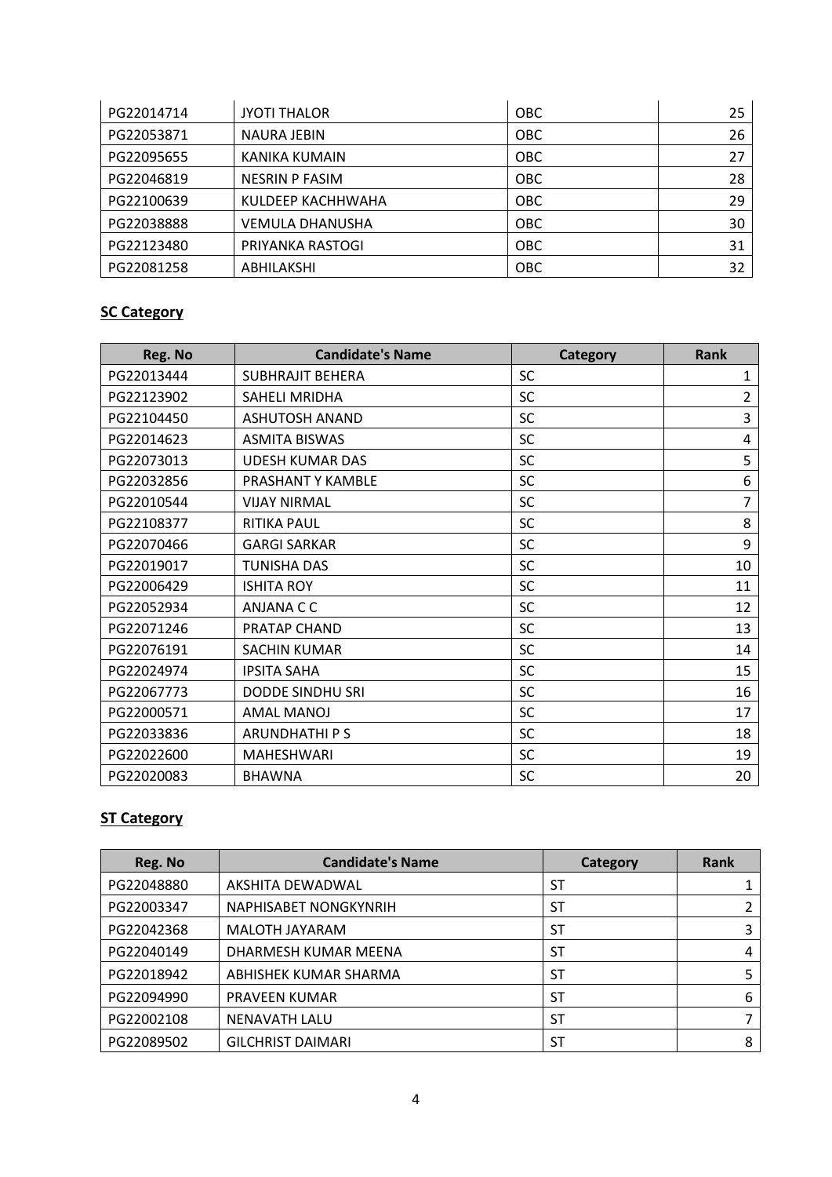| | | | |
|---|---|---|---|
| PG22014714 | JYOTI THALOR | OBC | 25 |
| PG22053871 | NAURA JEBIN | OBC | 26 |
| PG22095655 | KANIKA KUMAIN | OBC | 27 |
| PG22046819 | NESRIN P FASIM | OBC | 28 |
| PG22100639 | KULDEEP KACHHWAHA | OBC | 29 |
| PG22038888 | VEMULA DHANUSHA | OBC | 30 |
| PG22123480 | PRIYANKA RASTOGI | OBC | 31 |
| PG22081258 | ABHILAKSHI | OBC | 32 |

**SC Category**

| Reg. No | Candidate's Name | Category | Rank |
|---|---|---|---|
| PG22013444 | SUBHRAJIT BEHERA | SC | 1 |
| PG22123902 | SAHELI MRIDHA | SC | 2 |
| PG22104450 | ASHUTOSH ANAND | SC | 3 |
| PG22014623 | ASMITA BISWAS | SC | 4 |
| PG22073013 | UDESH KUMAR DAS | SC | 5 |
| PG22032856 | PRASHANT Y KAMBLE | SC | 6 |
| PG22010544 | VIJAY NIRMAL | SC | 7 |
| PG22108377 | RITIKA PAUL | SC | 8 |
| PG22070466 | GARGI SARKAR | SC | 9 |
| PG22019017 | TUNISHA DAS | SC | 10 |
| PG22006429 | ISHITA ROY | SC | 11 |
| PG22052934 | ANJANA C C | SC | 12 |
| PG22071246 | PRATAP CHAND | SC | 13 |
| PG22076191 | SACHIN KUMAR | SC | 14 |
| PG22024974 | IPSITA SAHA | SC | 15 |
| PG22067773 | DODDE SINDHU SRI | SC | 16 |
| PG22000571 | AMAL MANOJ | SC | 17 |
| PG22033836 | ARUNDHATHI P S | SC | 18 |
| PG22022600 | MAHESHWARI | SC | 19 |
| PG22020083 | BHAWNA | SC | 20 |

**ST Category**

| Reg. No | Candidate's Name | Category | Rank |
|---|---|---|---|
| PG22048880 | AKSHITA DEWADWAL | ST | 1 |
| PG22003347 | NAPHISABET NONGKYNRIH | ST | 2 |
| PG22042368 | MALOTH JAYARAM | ST | 3 |
| PG22040149 | DHARMESH KUMAR MEENA | ST | 4 |
| PG22018942 | ABHISHEK KUMAR SHARMA | ST | 5 |
| PG22094990 | PRAVEEN KUMAR | ST | 6 |
| PG22002108 | NENAVATH LALU | ST | 7 |
| PG22089502 | GILCHRIST DAIMARI | ST | 8 |